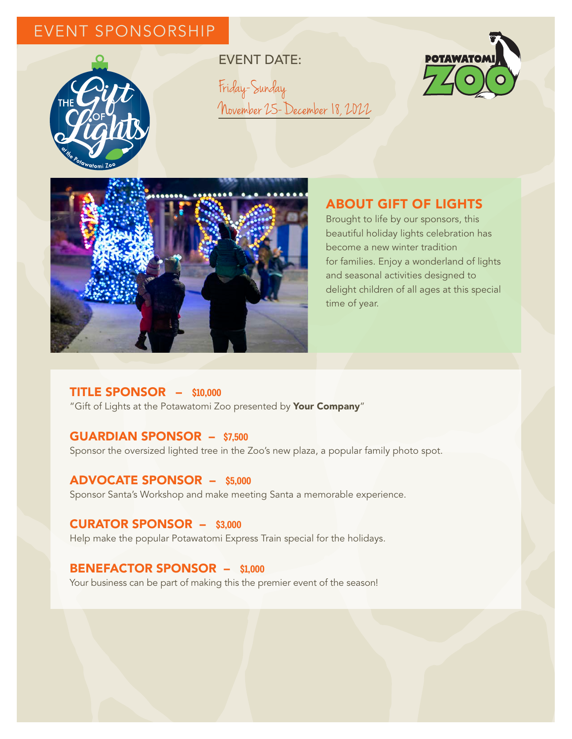# EVENT SPONSORSHIP

THE Gift OF Lights at the Potawatomi Zoo

EVENT DATE:

Friday-Sunday
November 25- December 18, 2022

POTAWATOMI ZOO

## ABOUT GIFT OF LIGHTS

Brought to life by our sponsors, this beautiful holiday lights celebration has become a new winter tradition for families. Enjoy a wonderland of lights and seasonal activities designed to delight children of all ages at this special time of year.

### TITLE SPONSOR – $10,000

"Gift of Lights at the Potawatomi Zoo presented by **Your Company**"

### GUARDIAN SPONSOR – $7,500

Sponsor the oversized lighted tree in the Zoo's new plaza, a popular family photo spot.

### ADVOCATE SPONSOR – $5,000

Sponsor Santa's Workshop and make meeting Santa a memorable experience.

### CURATOR SPONSOR – $3,000

Help make the popular Potawatomi Express Train special for the holidays.

### BENEFACTOR SPONSOR – $1,000

Your business can be part of making this the premier event of the season!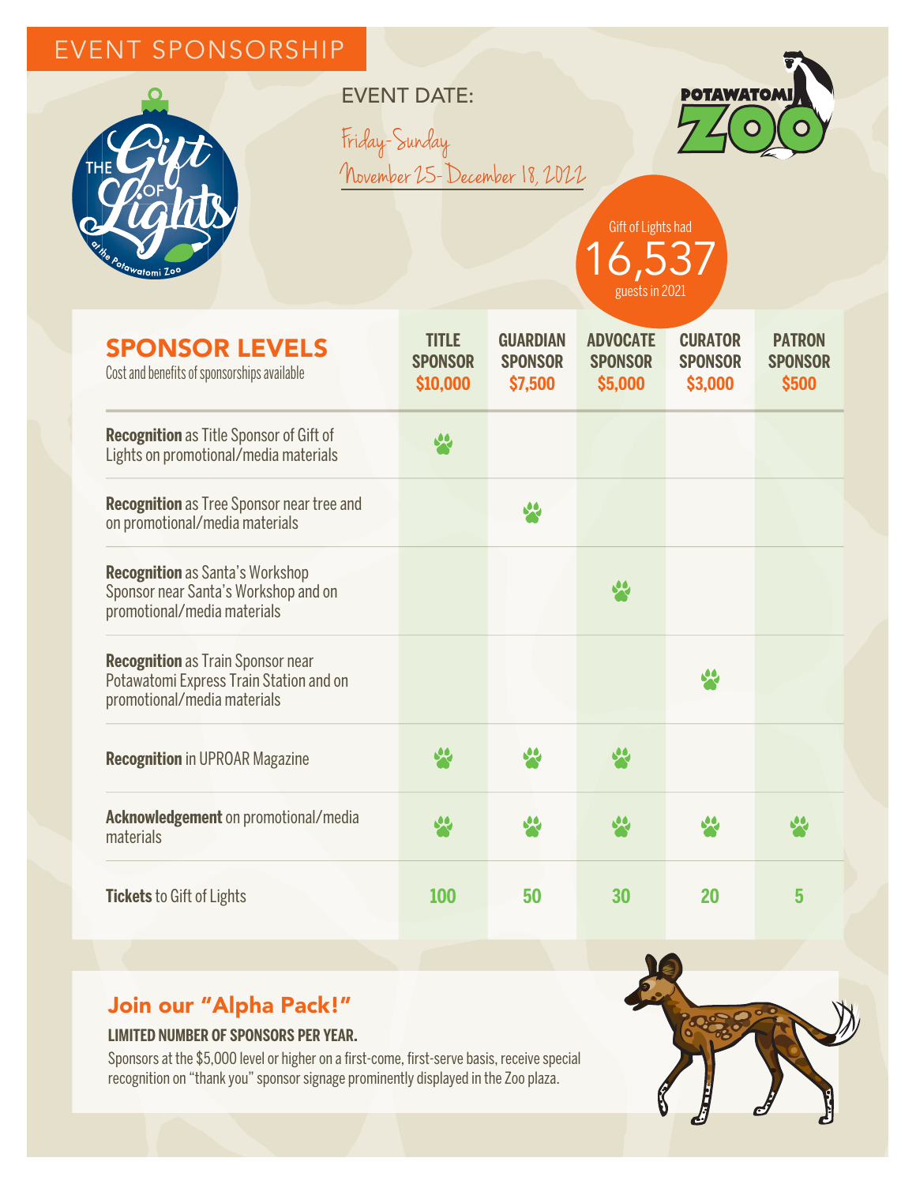# EVENT SPONSORSHIP

THE Gift OF Lights at the Potawatomi Zoo

EVENT DATE:

Friday-Sunday
November 25-December 18, 2022

POTAWATOMI ZOO

Gift of Lights had 16,537 guests in 2021

## SPONSOR LEVELS

Cost and benefits of sponsorships available

| | TITLE SPONSOR $10,000 | GUARDIAN SPONSOR $7,500 | ADVOCATE SPONSOR $5,000 | CURATOR SPONSOR $3,000 | PATRON SPONSOR $500 |
|---|---|---|---|---|---|
| **Recognition** as Title Sponsor of Gift of Lights on promotional/media materials | ✓ | | | | |
| **Recognition** as Tree Sponsor near tree and on promotional/media materials | | ✓ | | | |
| **Recognition** as Santa's Workshop Sponsor near Santa's Workshop and on promotional/media materials | | | ✓ | | |
| **Recognition** as Train Sponsor near Potawatomi Express Train Station and on promotional/media materials | | | | ✓ | |
| **Recognition** in UPROAR Magazine | ✓ | ✓ | ✓ | | |
| **Acknowledgement** on promotional/media materials | ✓ | ✓ | ✓ | ✓ | ✓ |
| **Tickets** to Gift of Lights | 100 | 50 | 30 | 20 | 5 |

## Join our "Alpha Pack!"

**LIMITED NUMBER OF SPONSORS PER YEAR.**

Sponsors at the $5,000 level or higher on a first-come, first-serve basis, receive special recognition on "thank you" sponsor signage prominently displayed in the Zoo plaza.